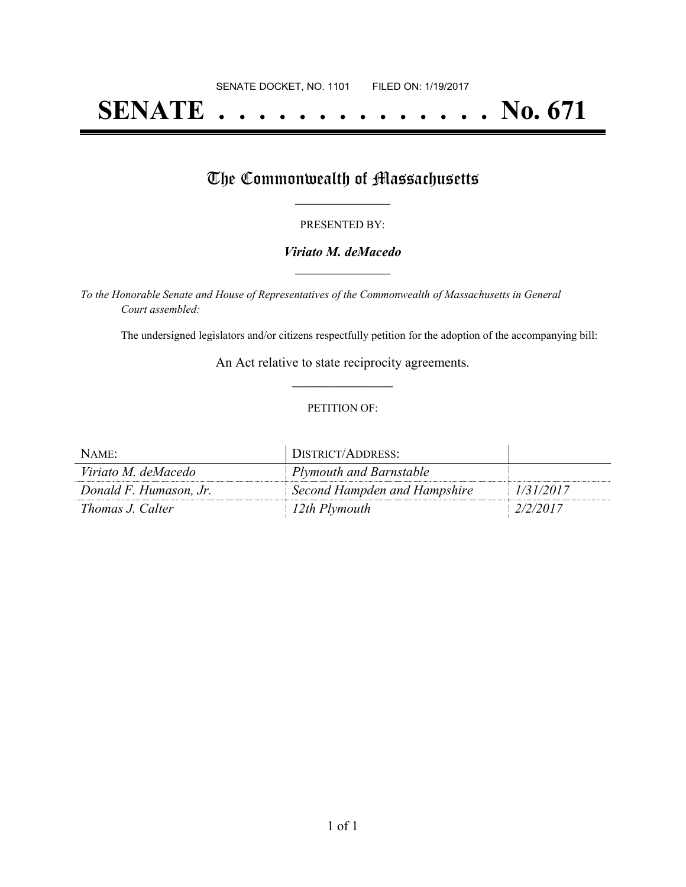SENATE DOCKET, NO. 1101        FILED ON: 1/19/2017

# SENATE . . . . . . . . . . . . . . . No. 671

## The Commonwealth of Massachusetts

PRESENTED BY:

***Viriato M. deMacedo***

*To the Honorable Senate and House of Representatives of the Commonwealth of Massachusetts in General Court assembled:*

The undersigned legislators and/or citizens respectfully petition for the adoption of the accompanying bill:

An Act relative to state reciprocity agreements.

PETITION OF:

| NAME: | DISTRICT/ADDRESS: | |
|---|---|---|
| *Viriato M. deMacedo* | *Plymouth and Barnstable* | |
| *Donald F. Humason, Jr.* | *Second Hampden and Hampshire* | *1/31/2017* |
| *Thomas J. Calter* | *12th Plymouth* | *2/2/2017* |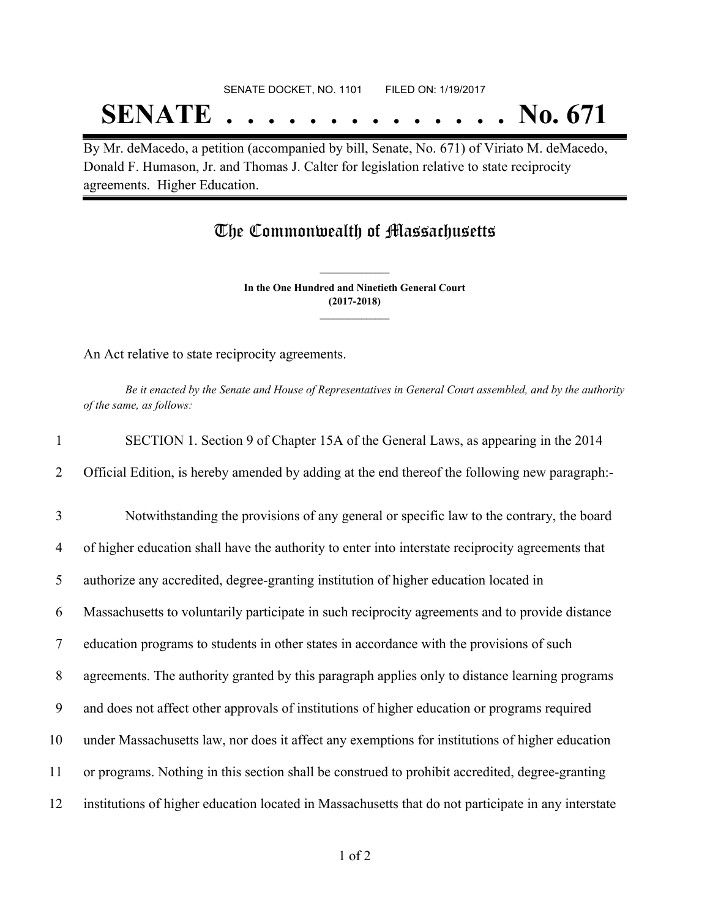SENATE DOCKET, NO. 1101        FILED ON: 1/19/2017

# SENATE . . . . . . . . . . . . . . No. 671

By Mr. deMacedo, a petition (accompanied by bill, Senate, No. 671) of Viriato M. deMacedo, Donald F. Humason, Jr. and Thomas J. Calter for legislation relative to state reciprocity agreements. Higher Education.

## The Commonwealth of Massachusetts

**In the One Hundred and Ninetieth General Court (2017-2018)**

An Act relative to state reciprocity agreements.

*Be it enacted by the Senate and House of Representatives in General Court assembled, and by the authority of the same, as follows:*

1 SECTION 1. Section 9 of Chapter 15A of the General Laws, as appearing in the 2014
2 Official Edition, is hereby amended by adding at the end thereof the following new paragraph:-

3 Notwithstanding the provisions of any general or specific law to the contrary, the board
4 of higher education shall have the authority to enter into interstate reciprocity agreements that
5 authorize any accredited, degree-granting institution of higher education located in
6 Massachusetts to voluntarily participate in such reciprocity agreements and to provide distance
7 education programs to students in other states in accordance with the provisions of such
8 agreements. The authority granted by this paragraph applies only to distance learning programs
9 and does not affect other approvals of institutions of higher education or programs required
10 under Massachusetts law, nor does it affect any exemptions for institutions of higher education
11 or programs. Nothing in this section shall be construed to prohibit accredited, degree-granting
12 institutions of higher education located in Massachusetts that do not participate in any interstate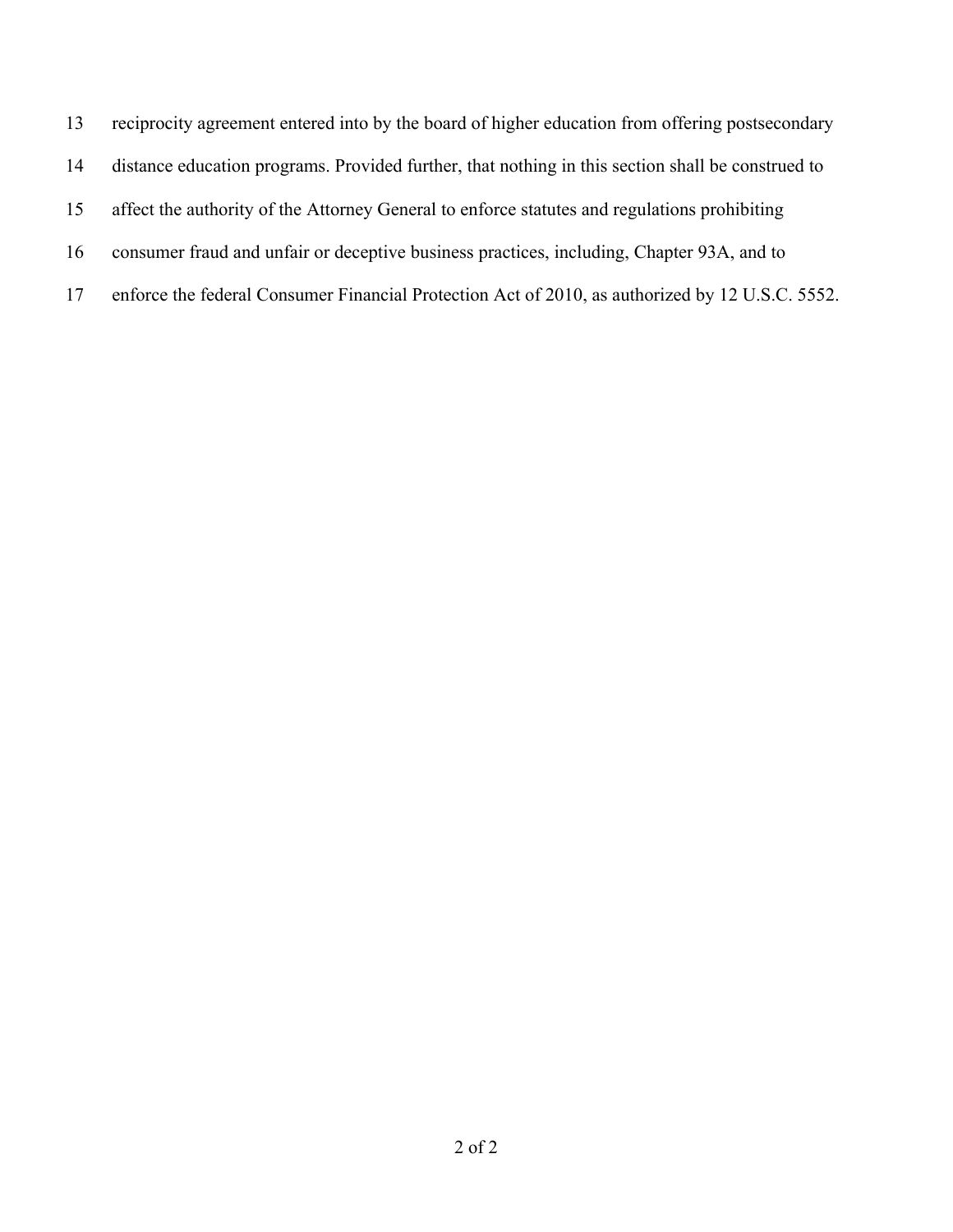reciprocity agreement entered into by the board of higher education from offering postsecondary distance education programs. Provided further, that nothing in this section shall be construed to affect the authority of the Attorney General to enforce statutes and regulations prohibiting consumer fraud and unfair or deceptive business practices, including, Chapter 93A, and to enforce the federal Consumer Financial Protection Act of 2010, as authorized by 12 U.S.C. 5552.